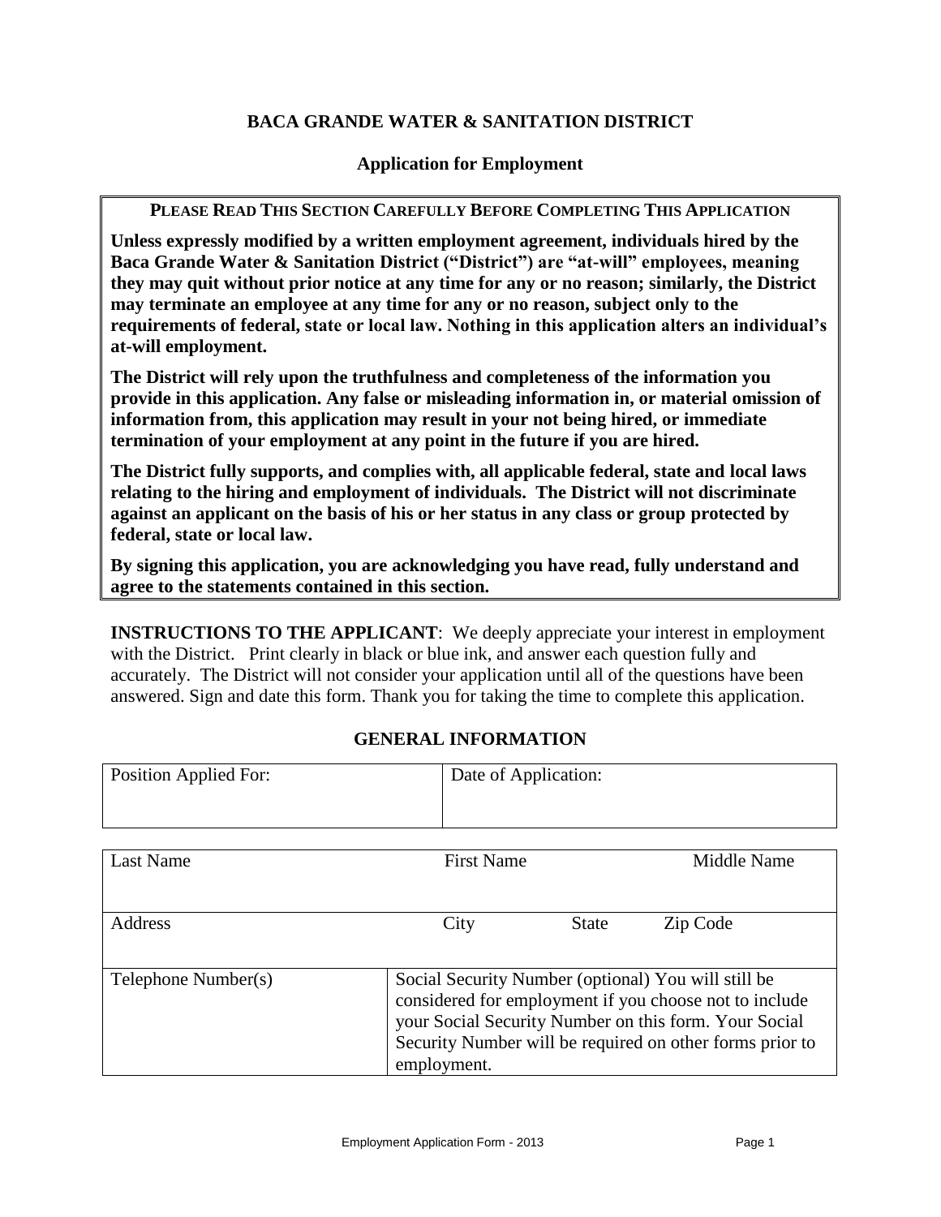# BACA GRANDE WATER & SANITATION DISTRICT

## Application for Employment

**PLEASE READ THIS SECTION CAREFULLY BEFORE COMPLETING THIS APPLICATION**

**Unless expressly modified by a written employment agreement, individuals hired by the Baca Grande Water & Sanitation District ("District") are "at-will" employees, meaning they may quit without prior notice at any time for any or no reason; similarly, the District may terminate an employee at any time for any or no reason, subject only to the requirements of federal, state or local law. Nothing in this application alters an individual's at-will employment.**

**The District will rely upon the truthfulness and completeness of the information you provide in this application. Any false or misleading information in, or material omission of information from, this application may result in your not being hired, or immediate termination of your employment at any point in the future if you are hired.**

**The District fully supports, and complies with, all applicable federal, state and local laws relating to the hiring and employment of individuals. The District will not discriminate against an applicant on the basis of his or her status in any class or group protected by federal, state or local law.**

**By signing this application, you are acknowledging you have read, fully understand and agree to the statements contained in this section.**

**INSTRUCTIONS TO THE APPLICANT**: We deeply appreciate your interest in employment with the District. Print clearly in black or blue ink, and answer each question fully and accurately. The District will not consider your application until all of the questions have been answered. Sign and date this form. Thank you for taking the time to complete this application.

## GENERAL INFORMATION

| Position Applied For: | Date of Application: |
|---|---|
| | |

| Last Name | First Name | | Middle Name |
|---|---|---|---|
| | | | |
| Address | City | State | Zip Code |
| | | | |

| Telephone Number(s) | Social Security Number (optional) You will still be considered for employment if you choose not to include your Social Security Number on this form. Your Social Security Number will be required on other forms prior to employment. |
|---|---|
| | |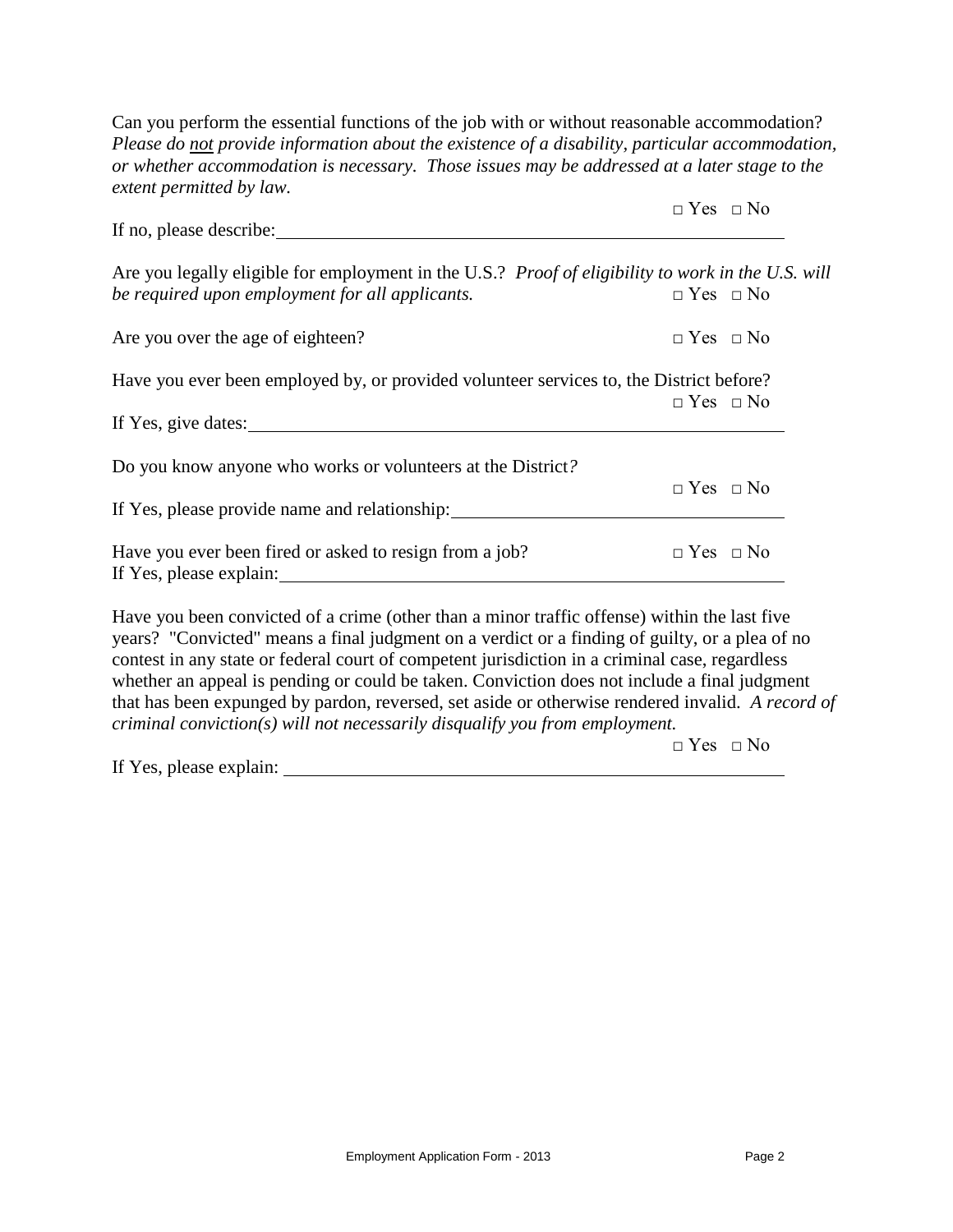Can you perform the essential functions of the job with or without reasonable accommodation? *Please do <u>not</u> provide information about the existence of a disability, particular accommodation, or whether accommodation is necessary. Those issues may be addressed at a later stage to the extent permitted by law.*

□ Yes □ No

If no, please describe: ______________________________________________

Are you legally eligible for employment in the U.S.? *Proof of eligibility to work in the U.S. will be required upon employment for all applicants.* □ Yes □ No

Are you over the age of eighteen? □ Yes □ No

Have you ever been employed by, or provided volunteer services to, the District before?

□ Yes □ No

If Yes, give dates: ______________________________________________

Do you know anyone who works or volunteers at the District*?*

□ Yes □ No

If Yes, please provide name and relationship: ______________________________

Have you ever been fired or asked to resign from a job? □ Yes □ No

If Yes, please explain: ______________________________________________

Have you been convicted of a crime (other than a minor traffic offense) within the last five years? "Convicted" means a final judgment on a verdict or a finding of guilty, or a plea of no contest in any state or federal court of competent jurisdiction in a criminal case, regardless whether an appeal is pending or could be taken. Conviction does not include a final judgment that has been expunged by pardon, reversed, set aside or otherwise rendered invalid. *A record of criminal conviction(s) will not necessarily disqualify you from employment.*

□ Yes □ No

If Yes, please explain: ______________________________________________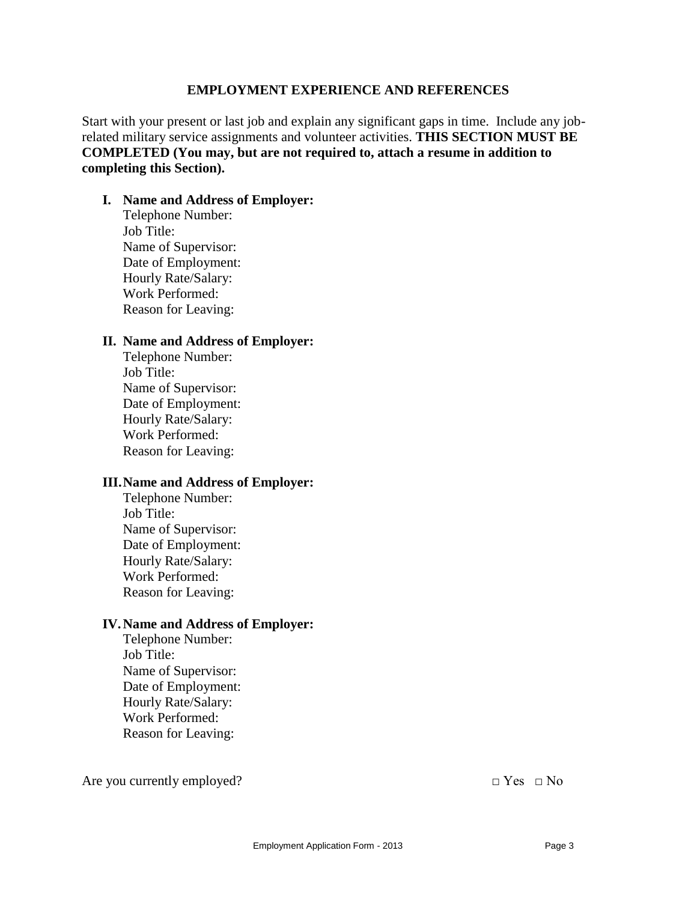## EMPLOYMENT EXPERIENCE AND REFERENCES

Start with your present or last job and explain any significant gaps in time. Include any job-related military service assignments and volunteer activities. **THIS SECTION MUST BE COMPLETED (You may, but are not required to, attach a resume in addition to completing this Section).**

**I. Name and Address of Employer:**
Telephone Number:
Job Title:
Name of Supervisor:
Date of Employment:
Hourly Rate/Salary:
Work Performed:
Reason for Leaving:

**II. Name and Address of Employer:**
Telephone Number:
Job Title:
Name of Supervisor:
Date of Employment:
Hourly Rate/Salary:
Work Performed:
Reason for Leaving:

**III. Name and Address of Employer:**
Telephone Number:
Job Title:
Name of Supervisor:
Date of Employment:
Hourly Rate/Salary:
Work Performed:
Reason for Leaving:

**IV. Name and Address of Employer:**
Telephone Number:
Job Title:
Name of Supervisor:
Date of Employment:
Hourly Rate/Salary:
Work Performed:
Reason for Leaving:

Are you currently employed? □ Yes □ No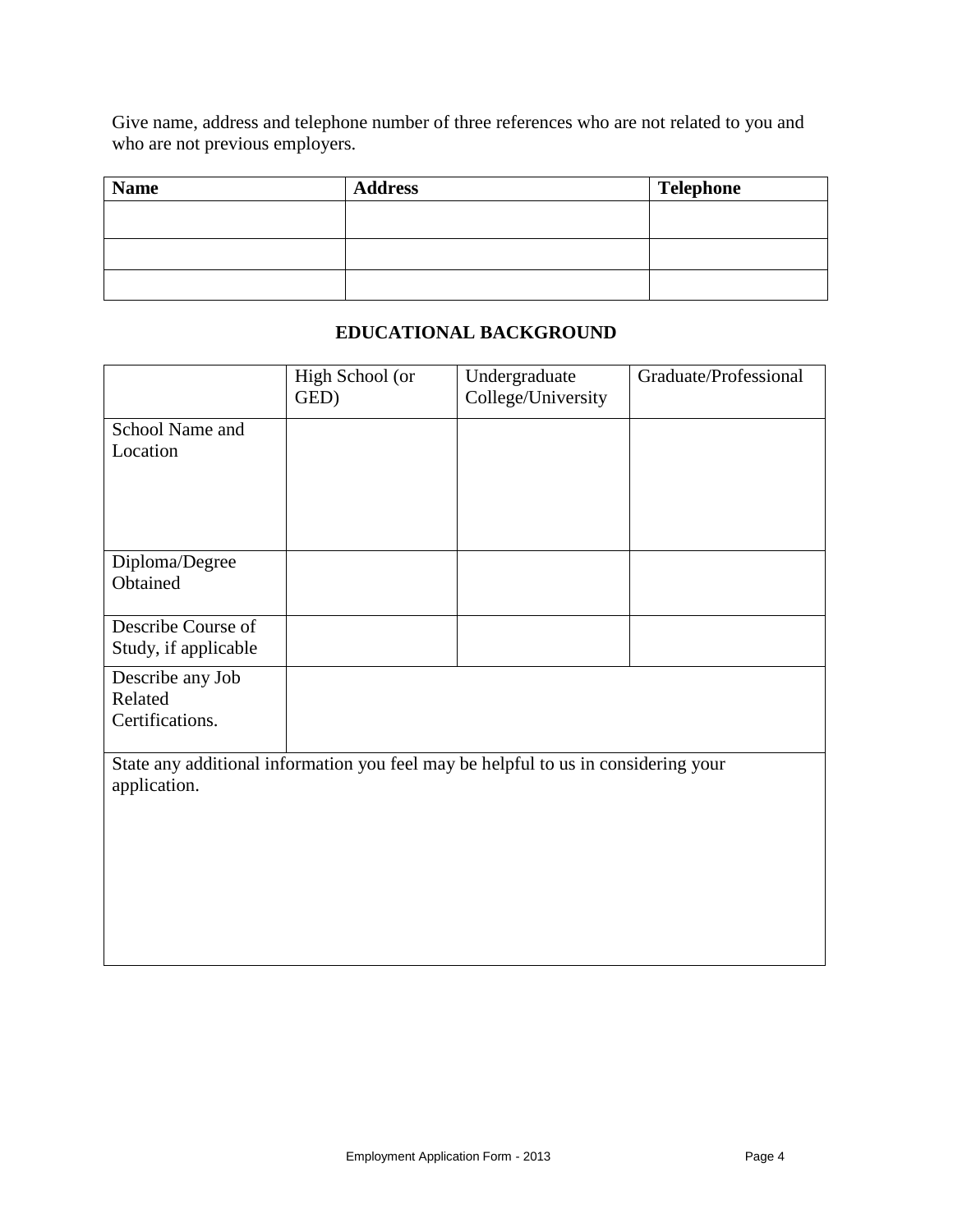Give name, address and telephone number of three references who are not related to you and who are not previous employers.

| **Name** | **Address** | **Telephone** |
| --- | --- | --- |
| | | |
| | | |
| | | |

## EDUCATIONAL BACKGROUND

| | High School (or GED) | Undergraduate College/University | Graduate/Professional |
| --- | --- | --- | --- |
| School Name and Location | | | |
| Diploma/Degree Obtained | | | |
| Describe Course of Study, if applicable | | | |
| Describe any Job Related Certifications. | | | |

State any additional information you feel may be helpful to us in considering your application.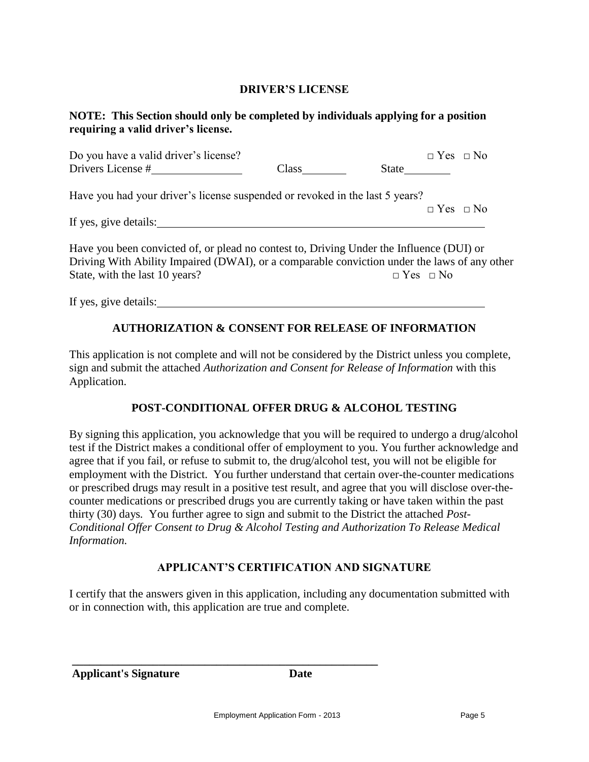## DRIVER'S LICENSE

**NOTE: This Section should only be completed by individuals applying for a position requiring a valid driver's license.**

Do you have a valid driver's license? □ Yes □ No

Drivers License #\_\_\_\_\_\_\_\_\_\_\_\_\_\_\_\_ Class\_\_\_\_\_\_\_\_ State\_\_\_\_\_\_\_\_

Have you had your driver's license suspended or revoked in the last 5 years? □ Yes □ No

If yes, give details:\_\_\_\_\_\_\_\_\_\_\_\_\_\_\_\_\_\_\_\_\_\_\_\_\_\_\_\_\_\_\_\_\_\_\_\_\_\_\_\_\_\_\_\_\_\_\_\_\_\_\_\_\_\_\_\_

Have you been convicted of, or plead no contest to, Driving Under the Influence (DUI) or Driving With Ability Impaired (DWAI), or a comparable conviction under the laws of any other State, with the last 10 years? □ Yes □ No

If yes, give details:\_\_\_\_\_\_\_\_\_\_\_\_\_\_\_\_\_\_\_\_\_\_\_\_\_\_\_\_\_\_\_\_\_\_\_\_\_\_\_\_\_\_\_\_\_\_\_\_\_\_\_\_\_\_\_\_

## AUTHORIZATION & CONSENT FOR RELEASE OF INFORMATION

This application is not complete and will not be considered by the District unless you complete, sign and submit the attached *Authorization and Consent for Release of Information* with this Application.

## POST-CONDITIONAL OFFER DRUG & ALCOHOL TESTING

By signing this application, you acknowledge that you will be required to undergo a drug/alcohol test if the District makes a conditional offer of employment to you. You further acknowledge and agree that if you fail, or refuse to submit to, the drug/alcohol test, you will not be eligible for employment with the District. You further understand that certain over-the-counter medications or prescribed drugs may result in a positive test result, and agree that you will disclose over-the-counter medications or prescribed drugs you are currently taking or have taken within the past thirty (30) days. You further agree to sign and submit to the District the attached *Post-Conditional Offer Consent to Drug & Alcohol Testing and Authorization To Release Medical Information.*

## APPLICANT'S CERTIFICATION AND SIGNATURE

I certify that the answers given in this application, including any documentation submitted with or in connection with, this application are true and complete.

\_\_\_\_\_\_\_\_\_\_\_\_\_\_\_\_\_\_\_\_\_\_\_\_\_\_\_\_\_\_\_\_\_\_\_\_\_\_\_\_\_\_\_\_\_\_\_\_\_\_

**Applicant's Signature** **Date**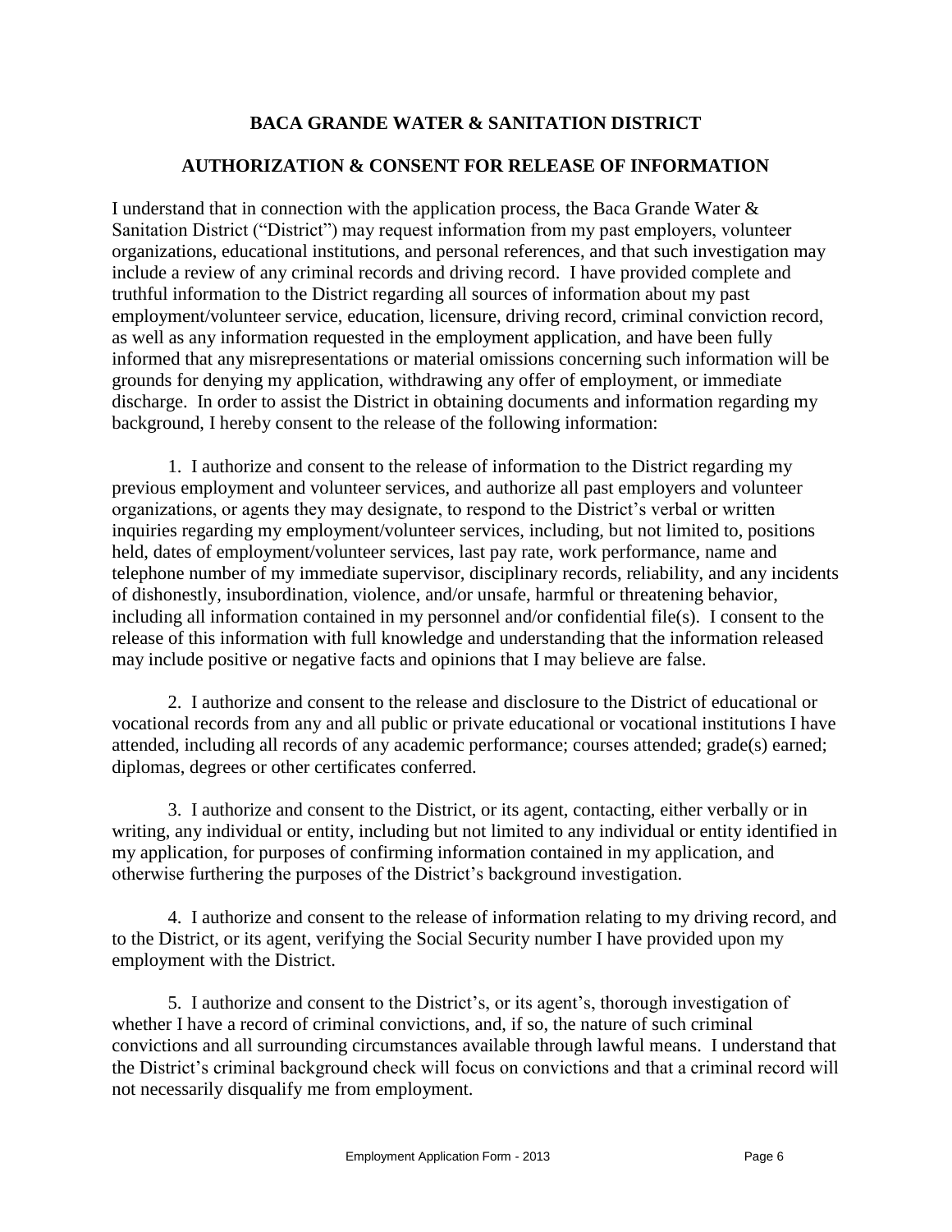# BACA GRANDE WATER & SANITATION DISTRICT

## AUTHORIZATION & CONSENT FOR RELEASE OF INFORMATION

I understand that in connection with the application process, the Baca Grande Water & Sanitation District ("District") may request information from my past employers, volunteer organizations, educational institutions, and personal references, and that such investigation may include a review of any criminal records and driving record. I have provided complete and truthful information to the District regarding all sources of information about my past employment/volunteer service, education, licensure, driving record, criminal conviction record, as well as any information requested in the employment application, and have been fully informed that any misrepresentations or material omissions concerning such information will be grounds for denying my application, withdrawing any offer of employment, or immediate discharge. In order to assist the District in obtaining documents and information regarding my background, I hereby consent to the release of the following information:

1. I authorize and consent to the release of information to the District regarding my previous employment and volunteer services, and authorize all past employers and volunteer organizations, or agents they may designate, to respond to the District's verbal or written inquiries regarding my employment/volunteer services, including, but not limited to, positions held, dates of employment/volunteer services, last pay rate, work performance, name and telephone number of my immediate supervisor, disciplinary records, reliability, and any incidents of dishonestly, insubordination, violence, and/or unsafe, harmful or threatening behavior, including all information contained in my personnel and/or confidential file(s). I consent to the release of this information with full knowledge and understanding that the information released may include positive or negative facts and opinions that I may believe are false.

2. I authorize and consent to the release and disclosure to the District of educational or vocational records from any and all public or private educational or vocational institutions I have attended, including all records of any academic performance; courses attended; grade(s) earned; diplomas, degrees or other certificates conferred.

3. I authorize and consent to the District, or its agent, contacting, either verbally or in writing, any individual or entity, including but not limited to any individual or entity identified in my application, for purposes of confirming information contained in my application, and otherwise furthering the purposes of the District's background investigation.

4. I authorize and consent to the release of information relating to my driving record, and to the District, or its agent, verifying the Social Security number I have provided upon my employment with the District.

5. I authorize and consent to the District's, or its agent's, thorough investigation of whether I have a record of criminal convictions, and, if so, the nature of such criminal convictions and all surrounding circumstances available through lawful means. I understand that the District's criminal background check will focus on convictions and that a criminal record will not necessarily disqualify me from employment.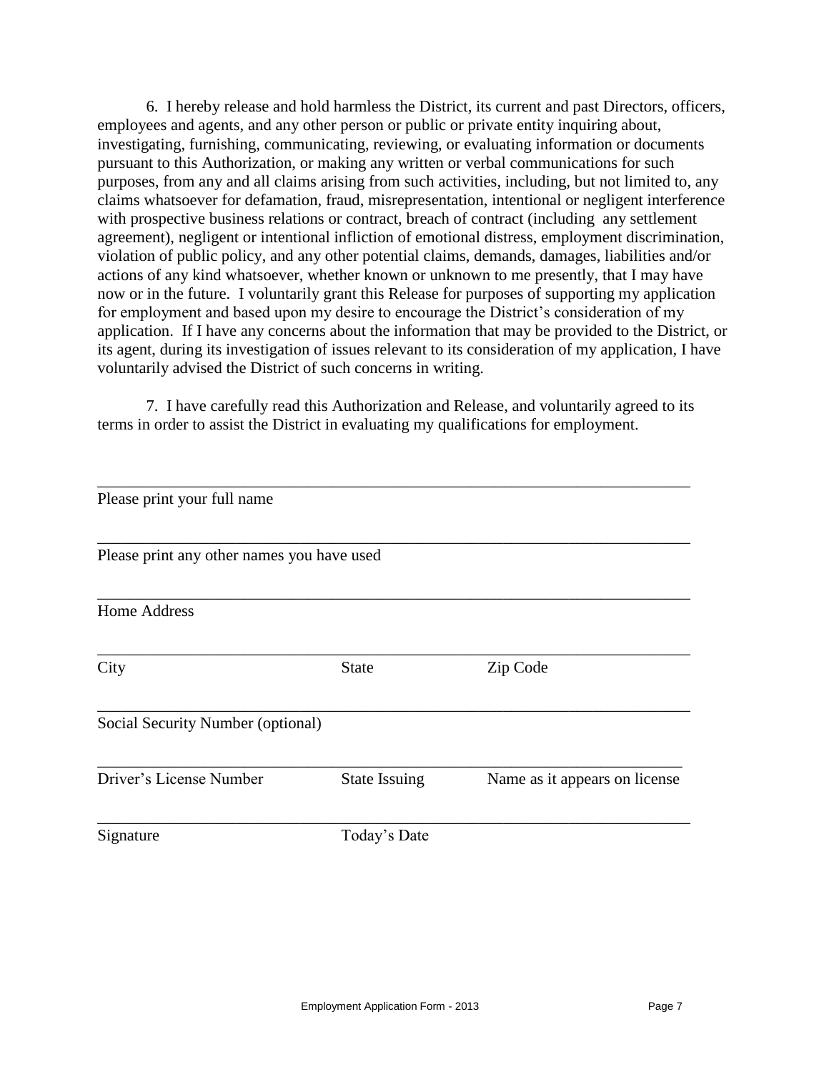6. I hereby release and hold harmless the District, its current and past Directors, officers, employees and agents, and any other person or public or private entity inquiring about, investigating, furnishing, communicating, reviewing, or evaluating information or documents pursuant to this Authorization, or making any written or verbal communications for such purposes, from any and all claims arising from such activities, including, but not limited to, any claims whatsoever for defamation, fraud, misrepresentation, intentional or negligent interference with prospective business relations or contract, breach of contract (including any settlement agreement), negligent or intentional infliction of emotional distress, employment discrimination, violation of public policy, and any other potential claims, demands, damages, liabilities and/or actions of any kind whatsoever, whether known or unknown to me presently, that I may have now or in the future. I voluntarily grant this Release for purposes of supporting my application for employment and based upon my desire to encourage the District's consideration of my application. If I have any concerns about the information that may be provided to the District, or its agent, during its investigation of issues relevant to its consideration of my application, I have voluntarily advised the District of such concerns in writing.

7. I have carefully read this Authorization and Release, and voluntarily agreed to its terms in order to assist the District in evaluating my qualifications for employment.

\_\_\_\_\_\_\_\_\_\_\_\_\_\_\_\_\_\_\_\_\_\_\_\_\_\_\_\_\_\_\_\_\_\_\_\_\_\_\_\_\_\_\_\_\_\_\_\_\_\_\_\_\_\_\_\_\_\_\_\_\_\_\_\_\_\_\_\_\_\_

Please print your full name

\_\_\_\_\_\_\_\_\_\_\_\_\_\_\_\_\_\_\_\_\_\_\_\_\_\_\_\_\_\_\_\_\_\_\_\_\_\_\_\_\_\_\_\_\_\_\_\_\_\_\_\_\_\_\_\_\_\_\_\_\_\_\_\_\_\_\_\_\_\_

Please print any other names you have used

\_\_\_\_\_\_\_\_\_\_\_\_\_\_\_\_\_\_\_\_\_\_\_\_\_\_\_\_\_\_\_\_\_\_\_\_\_\_\_\_\_\_\_\_\_\_\_\_\_\_\_\_\_\_\_\_\_\_\_\_\_\_\_\_\_\_\_\_\_\_

Home Address

\_\_\_\_\_\_\_\_\_\_\_\_\_\_\_\_\_\_\_\_\_\_\_\_\_\_\_\_\_\_\_\_\_\_\_\_\_\_\_\_\_\_\_\_\_\_\_\_\_\_\_\_\_\_\_\_\_\_\_\_\_\_\_\_\_\_\_\_\_\_

City State Zip Code

\_\_\_\_\_\_\_\_\_\_\_\_\_\_\_\_\_\_\_\_\_\_\_\_\_\_\_\_\_\_\_\_\_\_\_\_\_\_\_\_\_\_\_\_\_\_\_\_\_\_\_\_\_\_\_\_\_\_\_\_\_\_\_\_\_\_\_\_\_\_

Social Security Number (optional)

\_\_\_\_\_\_\_\_\_\_\_\_\_\_\_\_\_\_\_\_\_\_\_\_\_\_\_\_\_\_\_\_\_\_\_\_\_\_\_\_\_\_\_\_\_\_\_\_\_\_\_\_\_\_\_\_\_\_\_\_\_\_\_\_\_\_\_\_\_\_

Driver's License Number State Issuing Name as it appears on license

\_\_\_\_\_\_\_\_\_\_\_\_\_\_\_\_\_\_\_\_\_\_\_\_\_\_\_\_\_\_\_\_\_\_\_\_\_\_\_\_\_\_\_\_\_\_\_\_\_\_\_\_\_\_\_\_\_\_\_\_\_\_\_\_\_\_\_\_\_\_

Signature Today's Date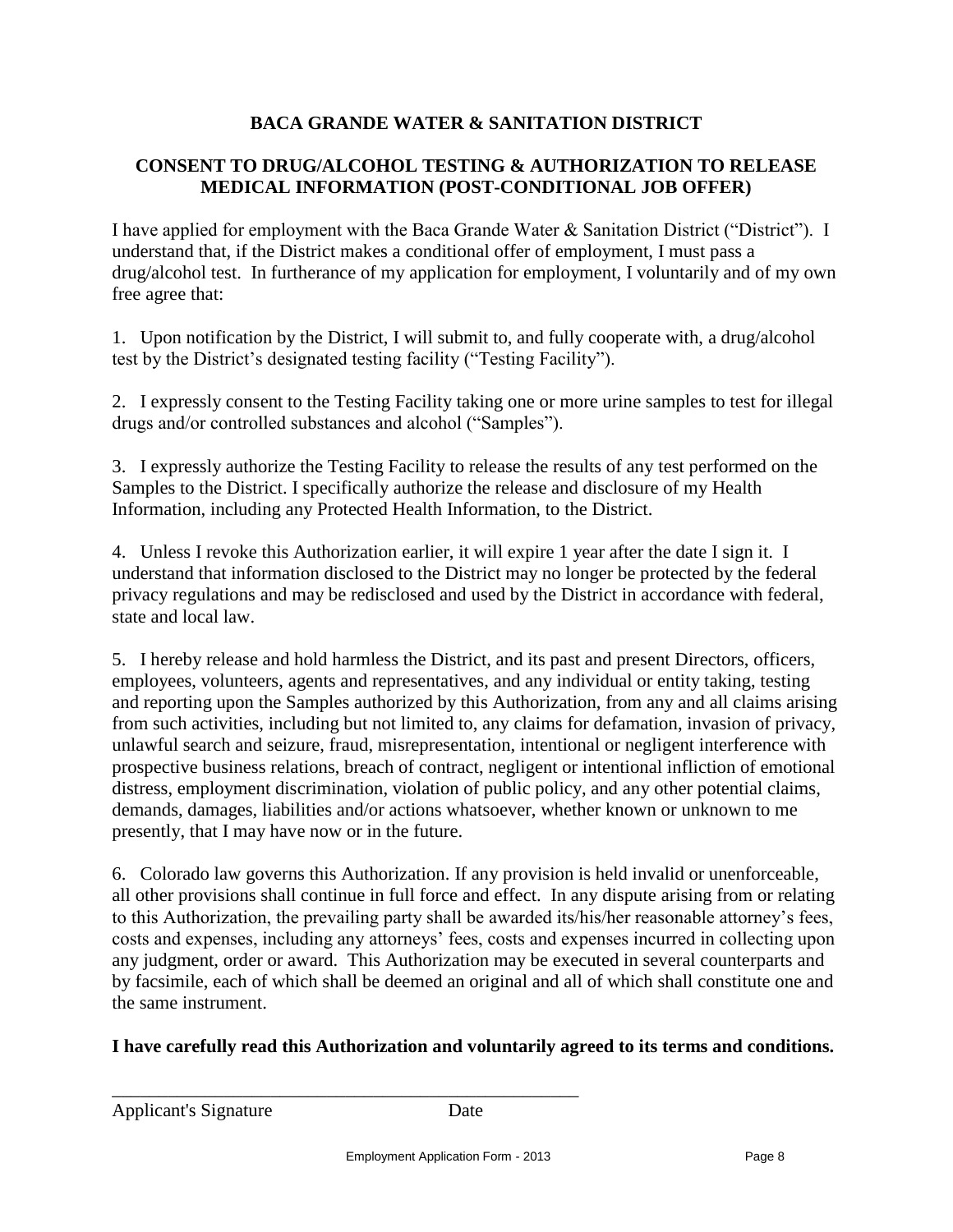# BACA GRANDE WATER & SANITATION DISTRICT

## CONSENT TO DRUG/ALCOHOL TESTING & AUTHORIZATION TO RELEASE MEDICAL INFORMATION (POST-CONDITIONAL JOB OFFER)

I have applied for employment with the Baca Grande Water & Sanitation District ("District"). I understand that, if the District makes a conditional offer of employment, I must pass a drug/alcohol test. In furtherance of my application for employment, I voluntarily and of my own free agree that:

1. Upon notification by the District, I will submit to, and fully cooperate with, a drug/alcohol test by the District's designated testing facility ("Testing Facility").

2. I expressly consent to the Testing Facility taking one or more urine samples to test for illegal drugs and/or controlled substances and alcohol ("Samples").

3. I expressly authorize the Testing Facility to release the results of any test performed on the Samples to the District. I specifically authorize the release and disclosure of my Health Information, including any Protected Health Information, to the District.

4. Unless I revoke this Authorization earlier, it will expire 1 year after the date I sign it. I understand that information disclosed to the District may no longer be protected by the federal privacy regulations and may be redisclosed and used by the District in accordance with federal, state and local law.

5. I hereby release and hold harmless the District, and its past and present Directors, officers, employees, volunteers, agents and representatives, and any individual or entity taking, testing and reporting upon the Samples authorized by this Authorization, from any and all claims arising from such activities, including but not limited to, any claims for defamation, invasion of privacy, unlawful search and seizure, fraud, misrepresentation, intentional or negligent interference with prospective business relations, breach of contract, negligent or intentional infliction of emotional distress, employment discrimination, violation of public policy, and any other potential claims, demands, damages, liabilities and/or actions whatsoever, whether known or unknown to me presently, that I may have now or in the future.

6. Colorado law governs this Authorization. If any provision is held invalid or unenforceable, all other provisions shall continue in full force and effect. In any dispute arising from or relating to this Authorization, the prevailing party shall be awarded its/his/her reasonable attorney's fees, costs and expenses, including any attorneys' fees, costs and expenses incurred in collecting upon any judgment, order or award. This Authorization may be executed in several counterparts and by facsimile, each of which shall be deemed an original and all of which shall constitute one and the same instrument.

**I have carefully read this Authorization and voluntarily agreed to its terms and conditions.**

\_\_\_\_\_\_\_\_\_\_\_\_\_\_\_\_\_\_\_\_\_\_\_\_\_\_\_\_\_\_\_\_\_\_\_\_\_\_\_\_\_\_\_\_\_\_\_\_\_\_

Applicant's Signature                    Date